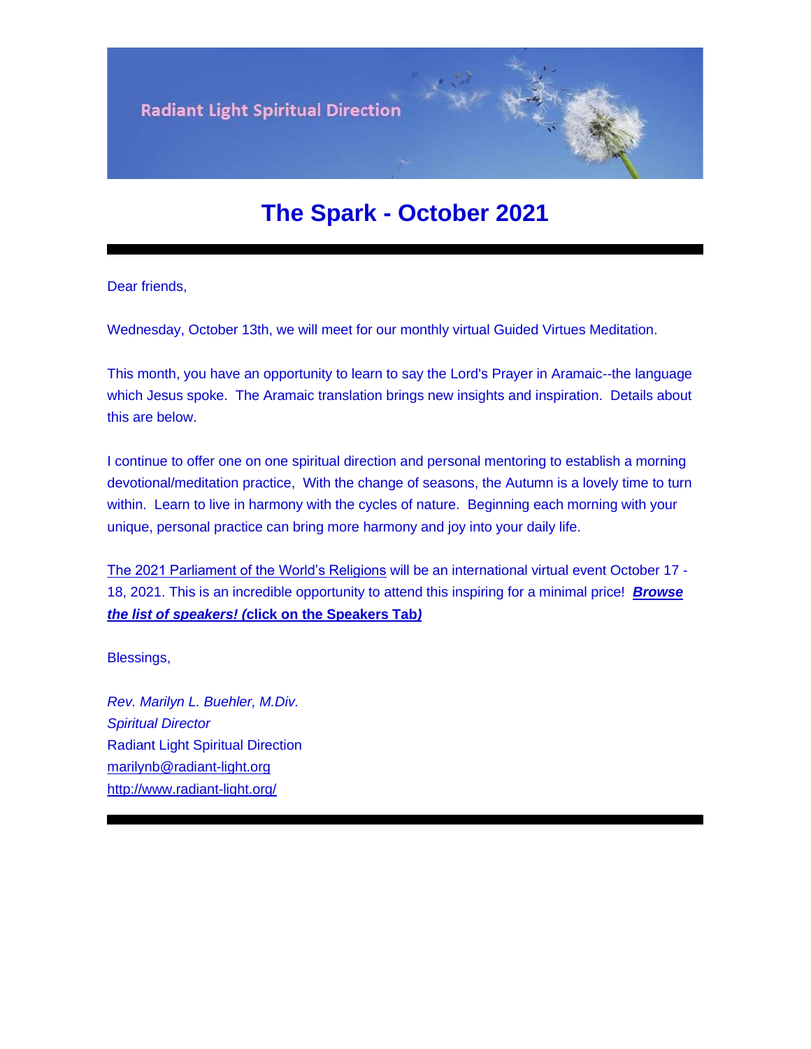Radiant Light Spiritual Direction

# The Spark - October 2021

---

Dear friends,

Wednesday, October 13th, we will meet for our monthly virtual Guided Virtues Meditation.

This month, you have an opportunity to learn to say the Lord's Prayer in Aramaic--the language which Jesus spoke. The Aramaic translation brings new insights and inspiration. Details about this are below.

I continue to offer one on one spiritual direction and personal mentoring to establish a morning devotional/meditation practice, With the change of seasons, the Autumn is a lovely time to turn within. Learn to live in harmony with the cycles of nature. Beginning each morning with your unique, personal practice can bring more harmony and joy into your daily life.

The 2021 Parliament of the World's Religions will be an international virtual event October 17 - 18, 2021. This is an incredible opportunity to attend this inspiring for a minimal price! ***Browse the list of speakers! (*****click on the Speakers Tab*****)***

Blessings,

*Rev. Marilyn L. Buehler, M.Div.*
*Spiritual Director*
Radiant Light Spiritual Direction
marilynb@radiant-light.org
http://www.radiant-light.org/

---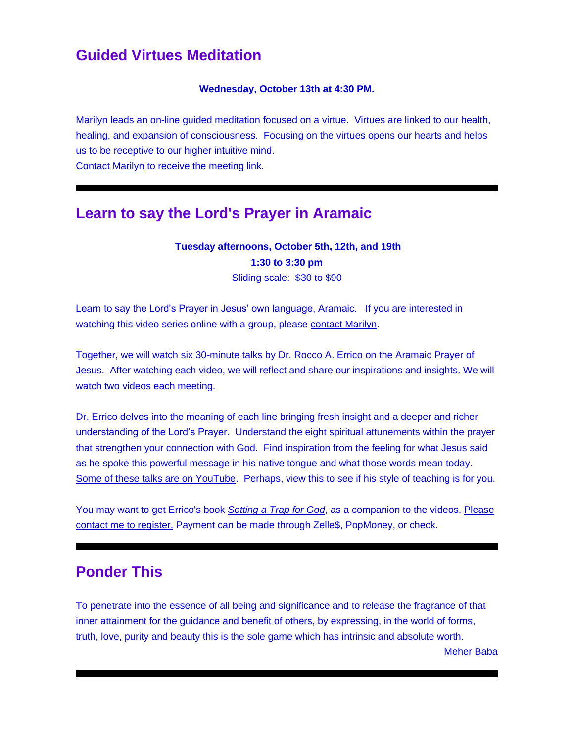## Guided Virtues Meditation

**Wednesday, October 13th at 4:30 PM.**

Marilyn leads an on-line guided meditation focused on a virtue. Virtues are linked to our health, healing, and expansion of consciousness. Focusing on the virtues opens our hearts and helps us to be receptive to our higher intuitive mind.
Contact Marilyn to receive the meeting link.

---

## Learn to say the Lord's Prayer in Aramaic

**Tuesday afternoons, October 5th, 12th, and 19th**
**1:30 to 3:30 pm**
Sliding scale: $30 to $90

Learn to say the Lord's Prayer in Jesus' own language, Aramaic. If you are interested in watching this video series online with a group, please contact Marilyn.

Together, we will watch six 30-minute talks by Dr. Rocco A. Errico on the Aramaic Prayer of Jesus. After watching each video, we will reflect and share our inspirations and insights. We will watch two videos each meeting.

Dr. Errico delves into the meaning of each line bringing fresh insight and a deeper and richer understanding of the Lord's Prayer. Understand the eight spiritual attunements within the prayer that strengthen your connection with God. Find inspiration from the feeling for what Jesus said as he spoke this powerful message in his native tongue and what those words mean today. Some of these talks are on YouTube. Perhaps, view this to see if his style of teaching is for you.

You may want to get Errico's book *Setting a Trap for God*, as a companion to the videos. Please contact me to register. Payment can be made through Zelle$, PopMoney, or check.

---

## Ponder This

To penetrate into the essence of all being and significance and to release the fragrance of that inner attainment for the guidance and benefit of others, by expressing, in the world of forms, truth, love, purity and beauty this is the sole game which has intrinsic and absolute worth.

Meher Baba

---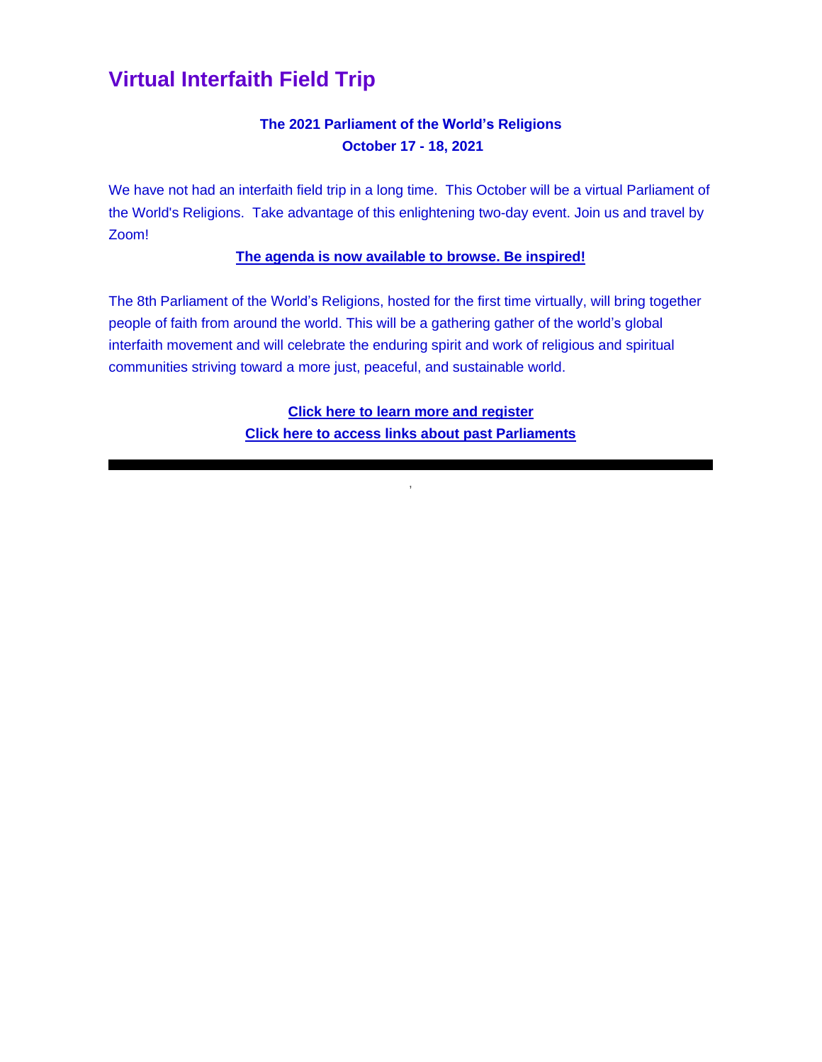# Virtual Interfaith Field Trip

**The 2021 Parliament of the World's Religions**
**October 17 - 18, 2021**

We have not had an interfaith field trip in a long time. This October will be a virtual Parliament of the World's Religions. Take advantage of this enlightening two-day event. Join us and travel by Zoom!

**The agenda is now available to browse. Be inspired!**

The 8th Parliament of the World's Religions, hosted for the first time virtually, will bring together people of faith from around the world. This will be a gathering gather of the world's global interfaith movement and will celebrate the enduring spirit and work of religious and spiritual communities striving toward a more just, peaceful, and sustainable world.

**Click here to learn more and register**
**Click here to access links about past Parliaments**

---